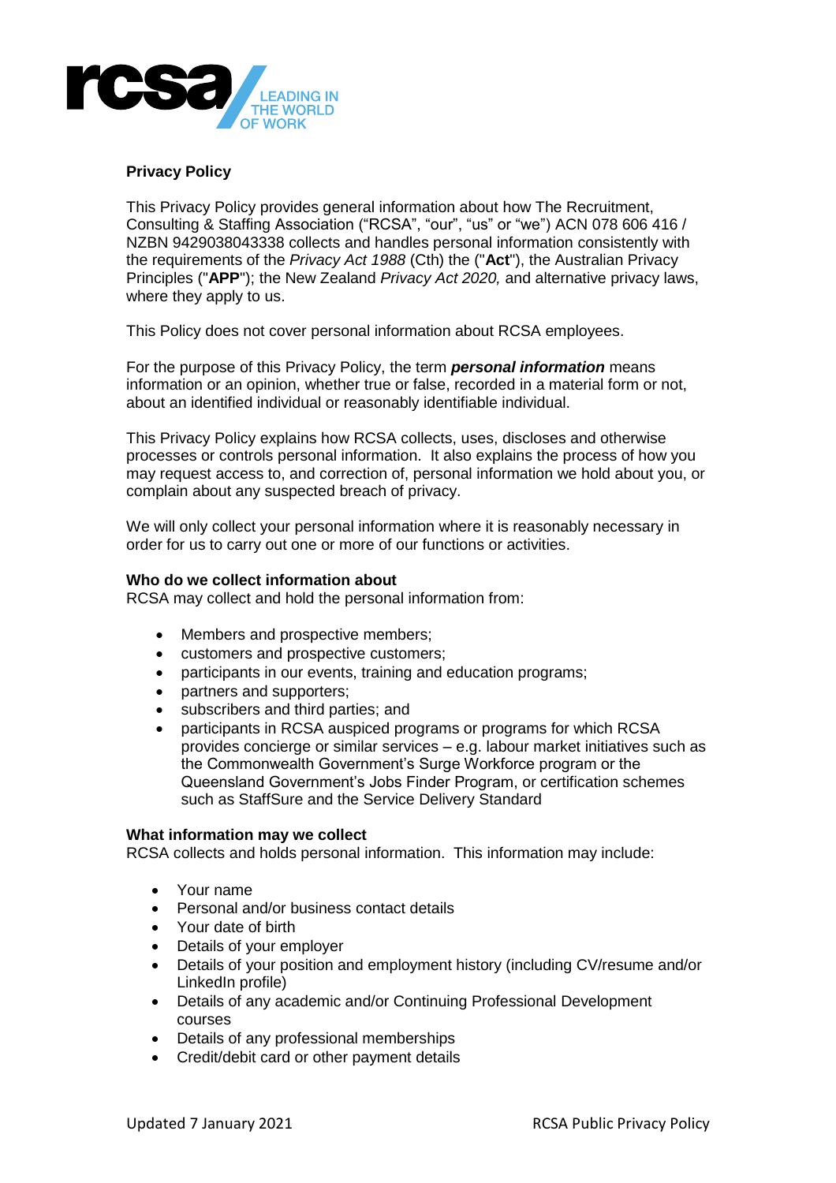# Privacy Policy

This Privacy Policy provides general information about how The Recruitment, Consulting & Staffing Association ("RCSA", "our", "us" or "we") ACN 078 606 416 / NZBN 9429038043338 collects and handles personal information consistently with the requirements of the *Privacy Act 1988* (Cth) the ("**Act**"), the Australian Privacy Principles ("**APP**"); the New Zealand *Privacy Act 2020,* and alternative privacy laws, where they apply to us.

This Policy does not cover personal information about RCSA employees.

For the purpose of this Privacy Policy, the term ***personal information*** means information or an opinion, whether true or false, recorded in a material form or not, about an identified individual or reasonably identifiable individual.

This Privacy Policy explains how RCSA collects, uses, discloses and otherwise processes or controls personal information. It also explains the process of how you may request access to, and correction of, personal information we hold about you, or complain about any suspected breach of privacy.

We will only collect your personal information where it is reasonably necessary in order for us to carry out one or more of our functions or activities.

## Who do we collect information about

RCSA may collect and hold the personal information from:

- Members and prospective members;
- customers and prospective customers;
- participants in our events, training and education programs;
- partners and supporters;
- subscribers and third parties; and
- participants in RCSA auspiced programs or programs for which RCSA provides concierge or similar services – e.g. labour market initiatives such as the Commonwealth Government's Surge Workforce program or the Queensland Government's Jobs Finder Program, or certification schemes such as StaffSure and the Service Delivery Standard

## What information may we collect

RCSA collects and holds personal information. This information may include:

- Your name
- Personal and/or business contact details
- Your date of birth
- Details of your employer
- Details of your position and employment history (including CV/resume and/or LinkedIn profile)
- Details of any academic and/or Continuing Professional Development courses
- Details of any professional memberships
- Credit/debit card or other payment details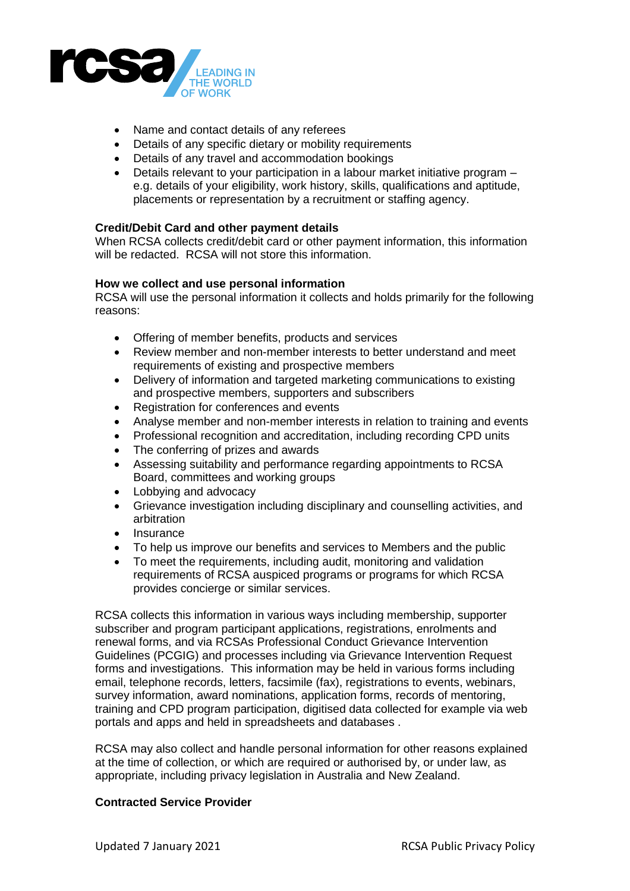- Name and contact details of any referees
- Details of any specific dietary or mobility requirements
- Details of any travel and accommodation bookings
- Details relevant to your participation in a labour market initiative program – e.g. details of your eligibility, work history, skills, qualifications and aptitude, placements or representation by a recruitment or staffing agency.

**Credit/Debit Card and other payment details**
When RCSA collects credit/debit card or other payment information, this information will be redacted. RCSA will not store this information.

**How we collect and use personal information**
RCSA will use the personal information it collects and holds primarily for the following reasons:

- Offering of member benefits, products and services
- Review member and non-member interests to better understand and meet requirements of existing and prospective members
- Delivery of information and targeted marketing communications to existing and prospective members, supporters and subscribers
- Registration for conferences and events
- Analyse member and non-member interests in relation to training and events
- Professional recognition and accreditation, including recording CPD units
- The conferring of prizes and awards
- Assessing suitability and performance regarding appointments to RCSA Board, committees and working groups
- Lobbying and advocacy
- Grievance investigation including disciplinary and counselling activities, and arbitration
- Insurance
- To help us improve our benefits and services to Members and the public
- To meet the requirements, including audit, monitoring and validation requirements of RCSA auspiced programs or programs for which RCSA provides concierge or similar services.

RCSA collects this information in various ways including membership, supporter subscriber and program participant applications, registrations, enrolments and renewal forms, and via RCSAs Professional Conduct Grievance Intervention Guidelines (PCGIG) and processes including via Grievance Intervention Request forms and investigations. This information may be held in various forms including email, telephone records, letters, facsimile (fax), registrations to events, webinars, survey information, award nominations, application forms, records of mentoring, training and CPD program participation, digitised data collected for example via web portals and apps and held in spreadsheets and databases .

RCSA may also collect and handle personal information for other reasons explained at the time of collection, or which are required or authorised by, or under law, as appropriate, including privacy legislation in Australia and New Zealand.

**Contracted Service Provider**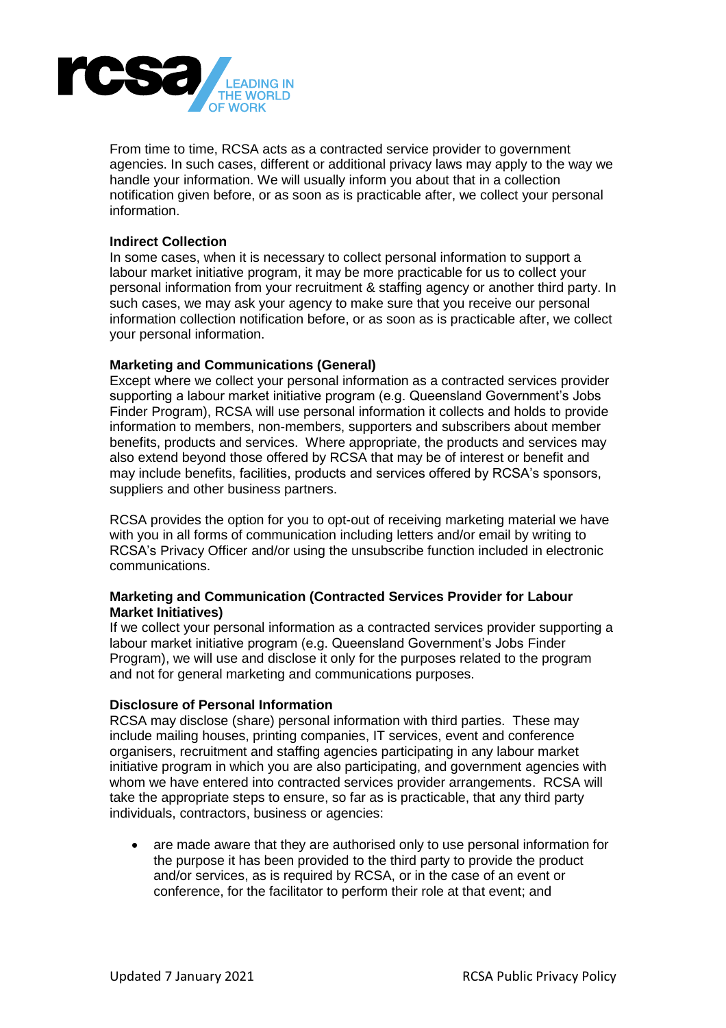From time to time, RCSA acts as a contracted service provider to government agencies. In such cases, different or additional privacy laws may apply to the way we handle your information. We will usually inform you about that in a collection notification given before, or as soon as is practicable after, we collect your personal information.

**Indirect Collection**
In some cases, when it is necessary to collect personal information to support a labour market initiative program, it may be more practicable for us to collect your personal information from your recruitment & staffing agency or another third party. In such cases, we may ask your agency to make sure that you receive our personal information collection notification before, or as soon as is practicable after, we collect your personal information.

**Marketing and Communications (General)**
Except where we collect your personal information as a contracted services provider supporting a labour market initiative program (e.g. Queensland Government's Jobs Finder Program), RCSA will use personal information it collects and holds to provide information to members, non-members, supporters and subscribers about member benefits, products and services. Where appropriate, the products and services may also extend beyond those offered by RCSA that may be of interest or benefit and may include benefits, facilities, products and services offered by RCSA's sponsors, suppliers and other business partners.

RCSA provides the option for you to opt-out of receiving marketing material we have with you in all forms of communication including letters and/or email by writing to RCSA's Privacy Officer and/or using the unsubscribe function included in electronic communications.

**Marketing and Communication (Contracted Services Provider for Labour Market Initiatives)**
If we collect your personal information as a contracted services provider supporting a labour market initiative program (e.g. Queensland Government's Jobs Finder Program), we will use and disclose it only for the purposes related to the program and not for general marketing and communications purposes.

**Disclosure of Personal Information**
RCSA may disclose (share) personal information with third parties. These may include mailing houses, printing companies, IT services, event and conference organisers, recruitment and staffing agencies participating in any labour market initiative program in which you are also participating, and government agencies with whom we have entered into contracted services provider arrangements. RCSA will take the appropriate steps to ensure, so far as is practicable, that any third party individuals, contractors, business or agencies:

- are made aware that they are authorised only to use personal information for the purpose it has been provided to the third party to provide the product and/or services, as is required by RCSA, or in the case of an event or conference, for the facilitator to perform their role at that event; and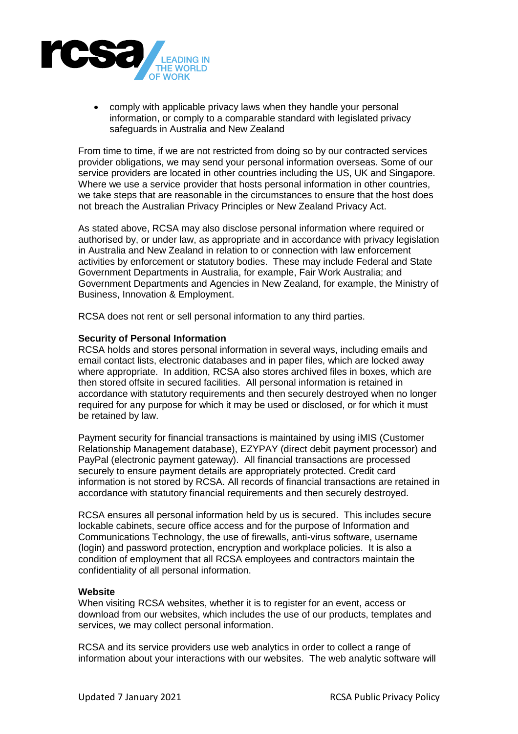- comply with applicable privacy laws when they handle your personal information, or comply to a comparable standard with legislated privacy safeguards in Australia and New Zealand

From time to time, if we are not restricted from doing so by our contracted services provider obligations, we may send your personal information overseas. Some of our service providers are located in other countries including the US, UK and Singapore. Where we use a service provider that hosts personal information in other countries, we take steps that are reasonable in the circumstances to ensure that the host does not breach the Australian Privacy Principles or New Zealand Privacy Act.

As stated above, RCSA may also disclose personal information where required or authorised by, or under law, as appropriate and in accordance with privacy legislation in Australia and New Zealand in relation to or connection with law enforcement activities by enforcement or statutory bodies. These may include Federal and State Government Departments in Australia, for example, Fair Work Australia; and Government Departments and Agencies in New Zealand, for example, the Ministry of Business, Innovation & Employment.

RCSA does not rent or sell personal information to any third parties.

**Security of Personal Information**
RCSA holds and stores personal information in several ways, including emails and email contact lists, electronic databases and in paper files, which are locked away where appropriate. In addition, RCSA also stores archived files in boxes, which are then stored offsite in secured facilities. All personal information is retained in accordance with statutory requirements and then securely destroyed when no longer required for any purpose for which it may be used or disclosed, or for which it must be retained by law.

Payment security for financial transactions is maintained by using iMIS (Customer Relationship Management database), EZYPAY (direct debit payment processor) and PayPal (electronic payment gateway). All financial transactions are processed securely to ensure payment details are appropriately protected. Credit card information is not stored by RCSA. All records of financial transactions are retained in accordance with statutory financial requirements and then securely destroyed.

RCSA ensures all personal information held by us is secured. This includes secure lockable cabinets, secure office access and for the purpose of Information and Communications Technology, the use of firewalls, anti-virus software, username (login) and password protection, encryption and workplace policies. It is also a condition of employment that all RCSA employees and contractors maintain the confidentiality of all personal information.

**Website**
When visiting RCSA websites, whether it is to register for an event, access or download from our websites, which includes the use of our products, templates and services, we may collect personal information.

RCSA and its service providers use web analytics in order to collect a range of information about your interactions with our websites. The web analytic software will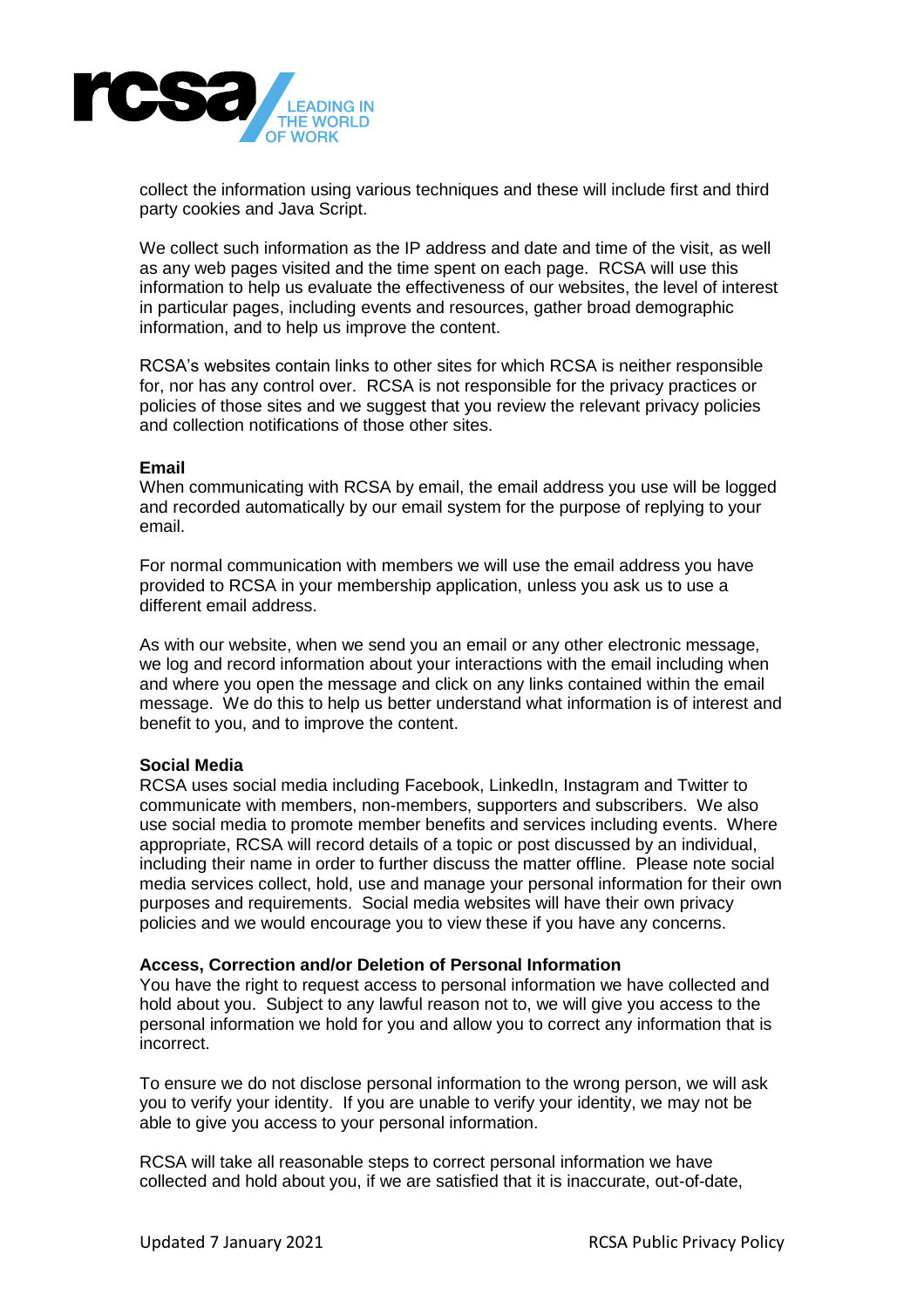collect the information using various techniques and these will include first and third party cookies and Java Script.

We collect such information as the IP address and date and time of the visit, as well as any web pages visited and the time spent on each page. RCSA will use this information to help us evaluate the effectiveness of our websites, the level of interest in particular pages, including events and resources, gather broad demographic information, and to help us improve the content.

RCSA's websites contain links to other sites for which RCSA is neither responsible for, nor has any control over. RCSA is not responsible for the privacy practices or policies of those sites and we suggest that you review the relevant privacy policies and collection notifications of those other sites.

**Email**

When communicating with RCSA by email, the email address you use will be logged and recorded automatically by our email system for the purpose of replying to your email.

For normal communication with members we will use the email address you have provided to RCSA in your membership application, unless you ask us to use a different email address.

As with our website, when we send you an email or any other electronic message, we log and record information about your interactions with the email including when and where you open the message and click on any links contained within the email message. We do this to help us better understand what information is of interest and benefit to you, and to improve the content.

**Social Media**

RCSA uses social media including Facebook, LinkedIn, Instagram and Twitter to communicate with members, non-members, supporters and subscribers. We also use social media to promote member benefits and services including events. Where appropriate, RCSA will record details of a topic or post discussed by an individual, including their name in order to further discuss the matter offline. Please note social media services collect, hold, use and manage your personal information for their own purposes and requirements. Social media websites will have their own privacy policies and we would encourage you to view these if you have any concerns.

**Access, Correction and/or Deletion of Personal Information**

You have the right to request access to personal information we have collected and hold about you. Subject to any lawful reason not to, we will give you access to the personal information we hold for you and allow you to correct any information that is incorrect.

To ensure we do not disclose personal information to the wrong person, we will ask you to verify your identity. If you are unable to verify your identity, we may not be able to give you access to your personal information.

RCSA will take all reasonable steps to correct personal information we have collected and hold about you, if we are satisfied that it is inaccurate, out-of-date,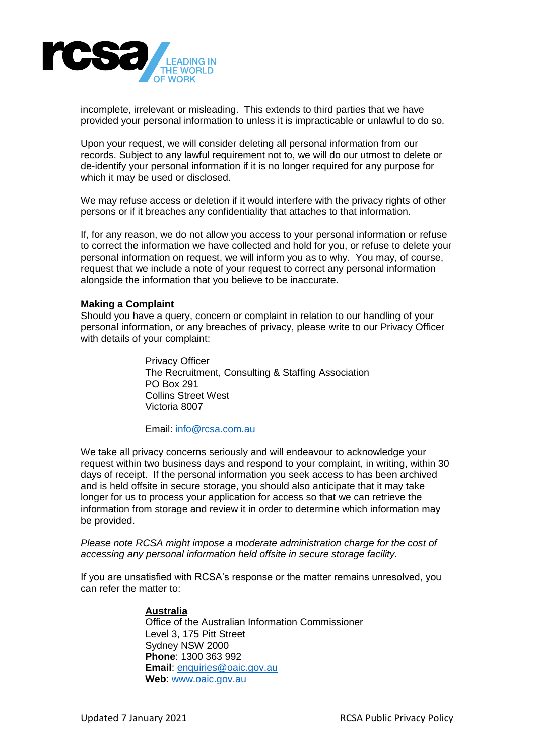incomplete, irrelevant or misleading. This extends to third parties that we have provided your personal information to unless it is impracticable or unlawful to do so.

Upon your request, we will consider deleting all personal information from our records. Subject to any lawful requirement not to, we will do our utmost to delete or de-identify your personal information if it is no longer required for any purpose for which it may be used or disclosed.

We may refuse access or deletion if it would interfere with the privacy rights of other persons or if it breaches any confidentiality that attaches to that information.

If, for any reason, we do not allow you access to your personal information or refuse to correct the information we have collected and hold for you, or refuse to delete your personal information on request, we will inform you as to why. You may, of course, request that we include a note of your request to correct any personal information alongside the information that you believe to be inaccurate.

**Making a Complaint**

Should you have a query, concern or complaint in relation to our handling of your personal information, or any breaches of privacy, please write to our Privacy Officer with details of your complaint:

Privacy Officer
The Recruitment, Consulting & Staffing Association
PO Box 291
Collins Street West
Victoria 8007

Email: info@rcsa.com.au

We take all privacy concerns seriously and will endeavour to acknowledge your request within two business days and respond to your complaint, in writing, within 30 days of receipt. If the personal information you seek access to has been archived and is held offsite in secure storage, you should also anticipate that it may take longer for us to process your application for access so that we can retrieve the information from storage and review it in order to determine which information may be provided.

*Please note RCSA might impose a moderate administration charge for the cost of accessing any personal information held offsite in secure storage facility.*

If you are unsatisfied with RCSA's response or the matter remains unresolved, you can refer the matter to:

**Australia**
Office of the Australian Information Commissioner
Level 3, 175 Pitt Street
Sydney NSW 2000
**Phone**: 1300 363 992
**Email**: enquiries@oaic.gov.au
**Web**: www.oaic.gov.au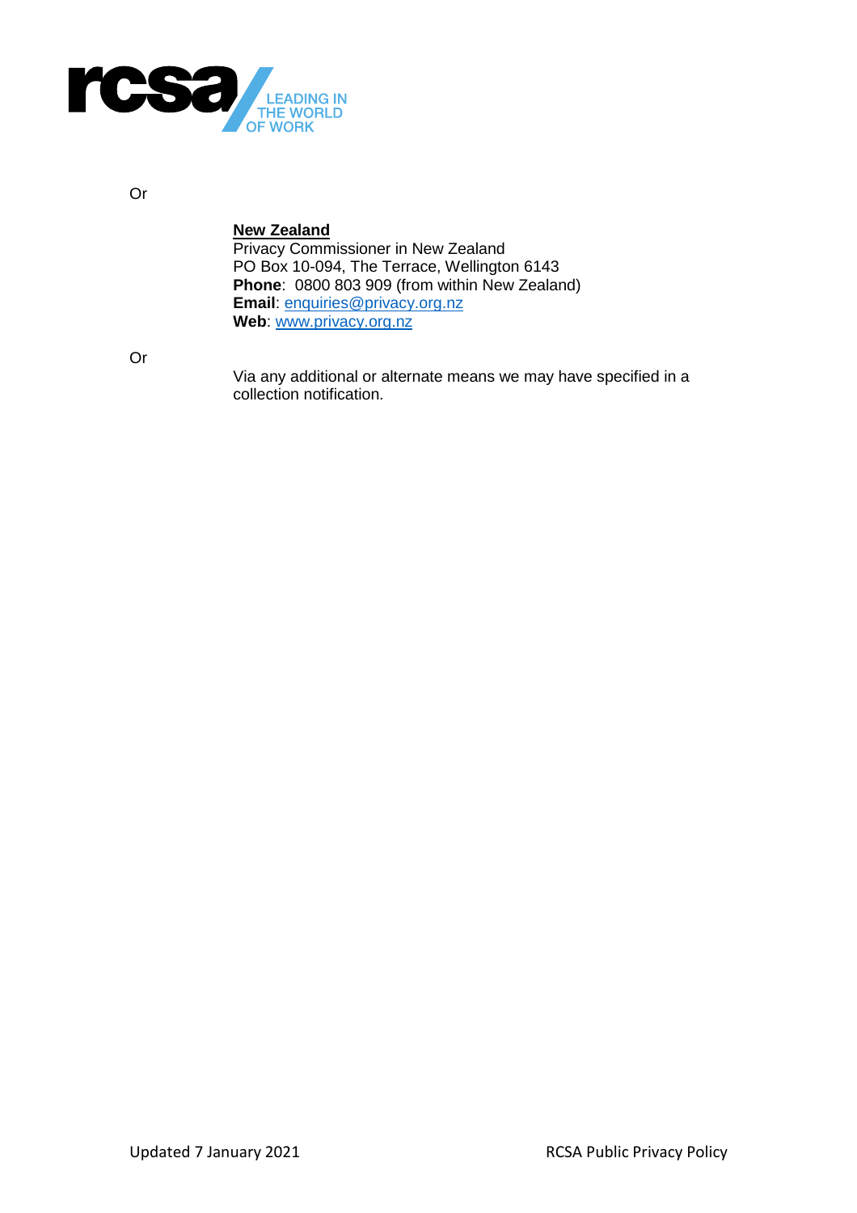Or

**New Zealand**
Privacy Commissioner in New Zealand
PO Box 10-094, The Terrace, Wellington 6143
**Phone**: 0800 803 909 (from within New Zealand)
**Email**: enquiries@privacy.org.nz
**Web**: www.privacy.org.nz

Or

Via any additional or alternate means we may have specified in a collection notification.